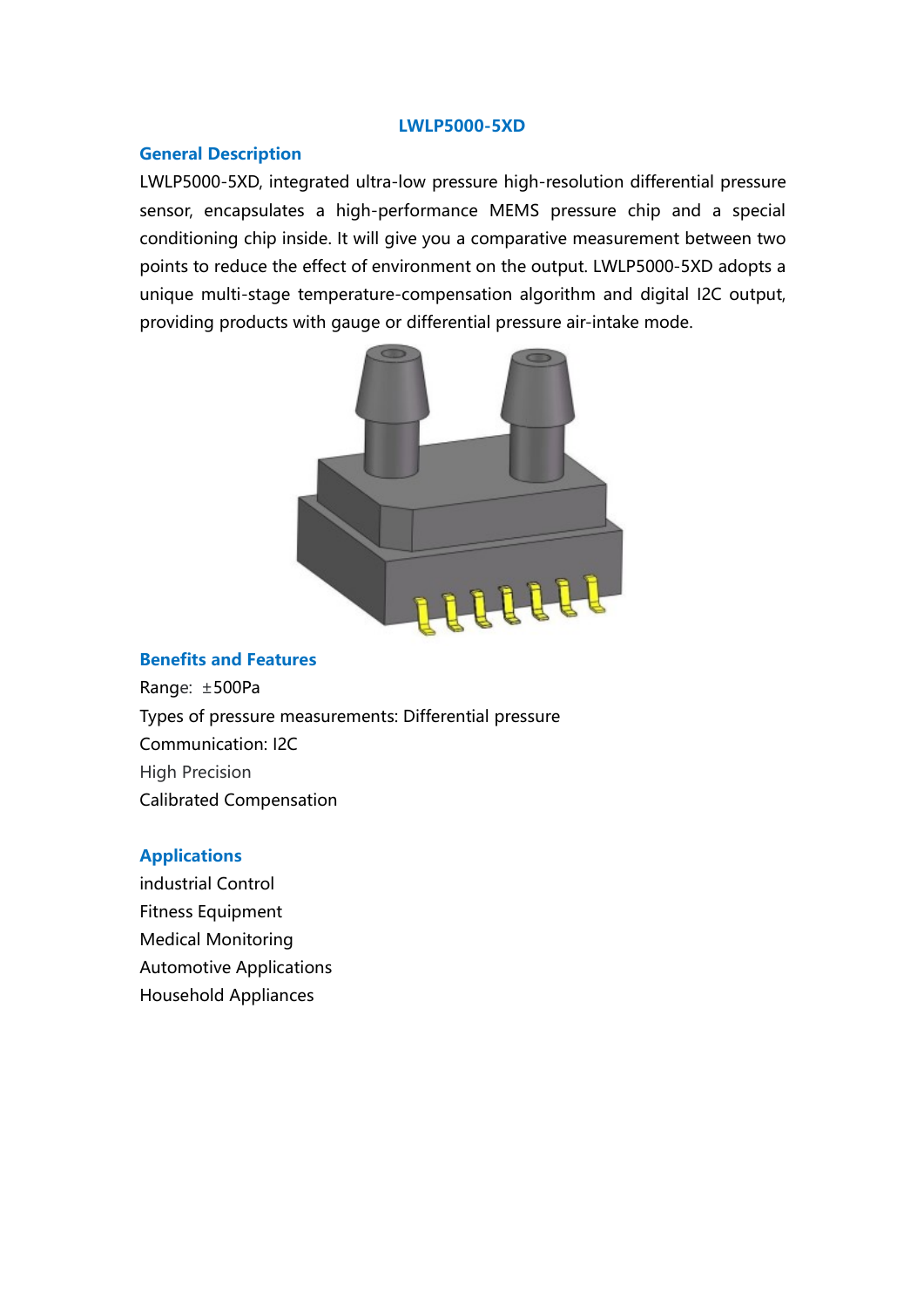# LWLP5000-5XD

## General Description

LWLP5000-5XD, integrated ultra-low pressure high-resolution differential pressure sensor, encapsulates a high-performance MEMS pressure chip and a special conditioning chip inside. It will give you a comparative measurement between two points to reduce the effect of environment on the output. LWLP5000-5XD adopts a unique multi-stage temperature-compensation algorithm and digital I2C output, providing products with gauge or differential pressure air-intake mode.

## Benefits and Features

Range: ±500Pa

Types of pressure measurements: Differential pressure

Communication: I2C

High Precision

Calibrated Compensation

## Applications

industrial Control

Fitness Equipment

Medical Monitoring

Automotive Applications

Household Appliances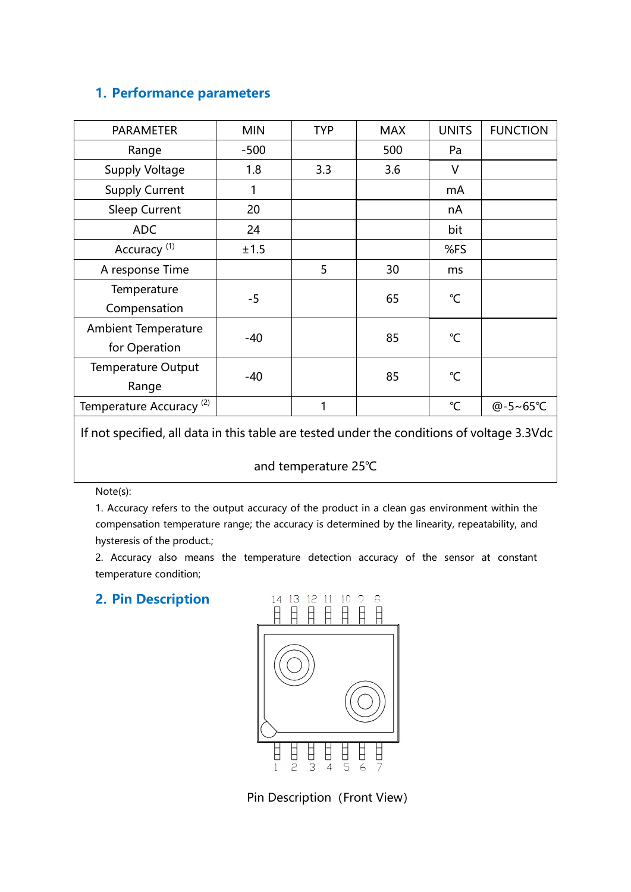## 1. Performance parameters

| PARAMETER | MIN | TYP | MAX | UNITS | FUNCTION |
|---|---|---|---|---|---|
| Range | -500 | | 500 | Pa | |
| Supply Voltage | 1.8 | 3.3 | 3.6 | V | |
| Supply Current | 1 | | | mA | |
| Sleep Current | 20 | | | nA | |
| ADC | 24 | | | bit | |
| Accuracy [1] | ±1.5 | | | %FS | |
| A response Time | | 5 | 30 | ms | |
| Temperature Compensation | -5 | | 65 | ℃ | |
| Ambient Temperature for Operation | -40 | | 85 | ℃ | |
| Temperature Output Range | -40 | | 85 | ℃ | |
| Temperature Accuracy [2] | | 1 | | ℃ | @-5~65℃ |
| If not specified, all data in this table are tested under the conditions of voltage 3.3Vdc and temperature 25℃ | | | | | |

Note(s):

1. Accuracy refers to the output accuracy of the product in a clean gas environment within the compensation temperature range; the accuracy is determined by the linearity, repeatability, and hysteresis of the product.;
2. Accuracy also means the temperature detection accuracy of the sensor at constant temperature condition;

## 2. Pin Description

14 13 12 11 10 9 8

1 2 3 4 5 6 7

Pin Description（Front View）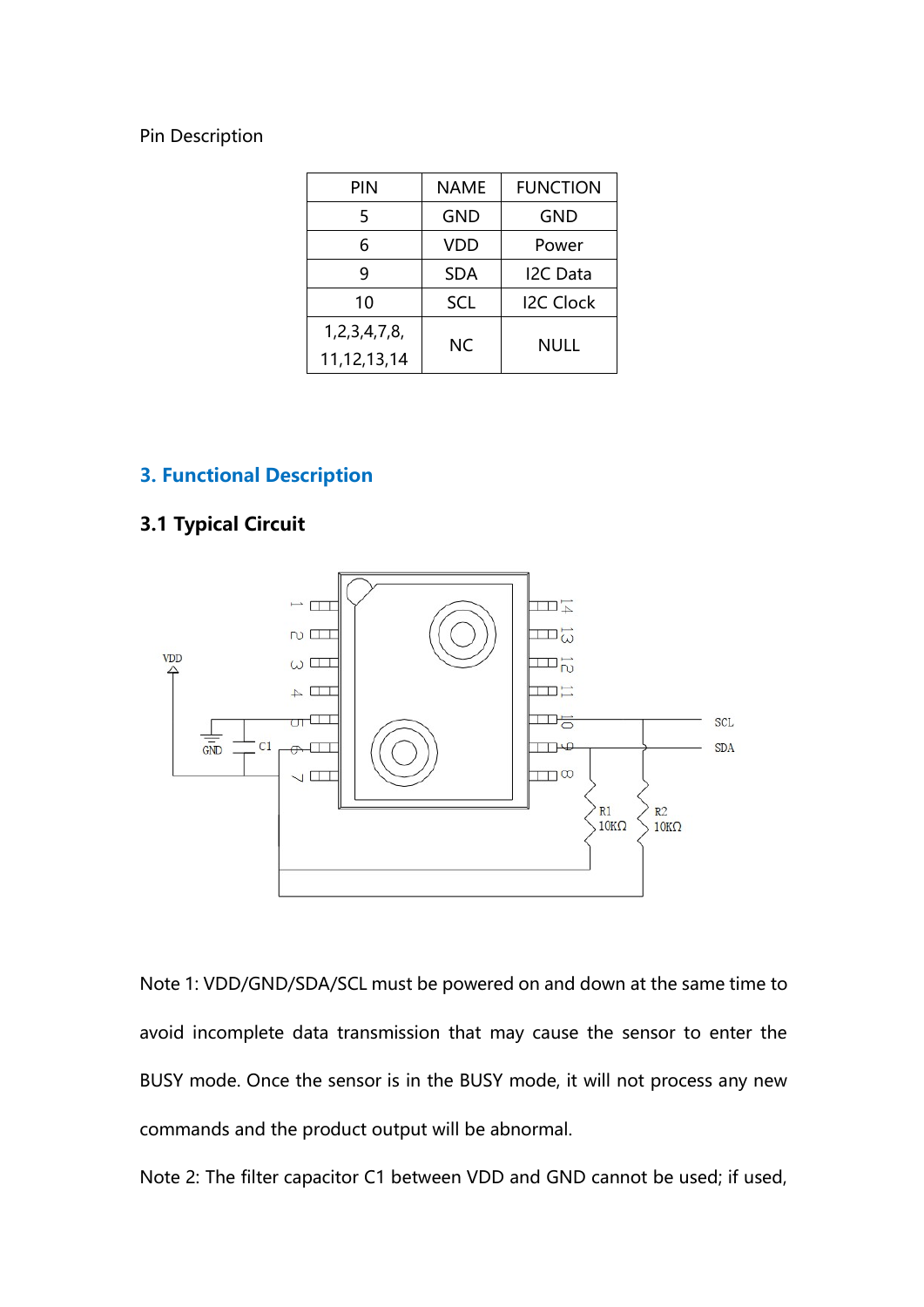Pin Description

| PIN | NAME | FUNCTION |
|---|---|---|
| 5 | GND | GND |
| 6 | VDD | Power |
| 9 | SDA | I2C Data |
| 10 | SCL | I2C Clock |
| 1,2,3,4,7,8, 11,12,13,14 | NC | NULL |

## 3. Functional Description

### 3.1 Typical Circuit

Note 1: VDD/GND/SDA/SCL must be powered on and down at the same time to avoid incomplete data transmission that may cause the sensor to enter the BUSY mode. Once the sensor is in the BUSY mode, it will not process any new commands and the product output will be abnormal.

Note 2: The filter capacitor C1 between VDD and GND cannot be used; if used,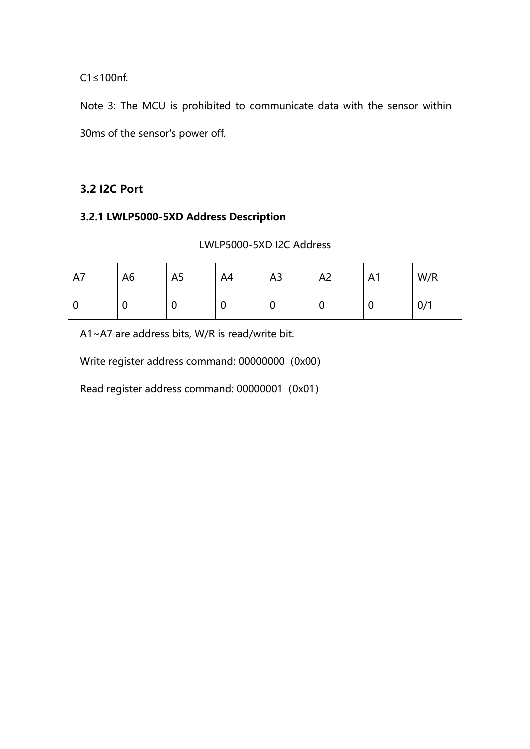C1≤100nf.

Note 3: The MCU is prohibited to communicate data with the sensor within 30ms of the sensor's power off.

## 3.2 I2C Port

### 3.2.1 LWLP5000-5XD Address Description

LWLP5000-5XD I2C Address

| A7 | A6 | A5 | A4 | A3 | A2 | A1 | W/R |
|---|---|---|---|---|---|---|---|
| 0 | 0 | 0 | 0 | 0 | 0 | 0 | 0/1 |

A1~A7 are address bits, W/R is read/write bit.

Write register address command: 00000000（0x00）

Read register address command: 00000001（0x01）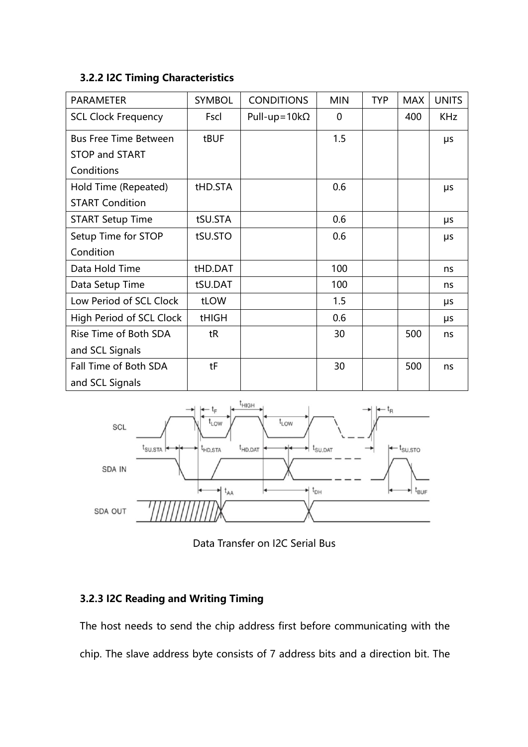### 3.2.2 I2C Timing Characteristics

| PARAMETER | SYMBOL | CONDITIONS | MIN | TYP | MAX | UNITS |
|---|---|---|---|---|---|---|
| SCL Clock Frequency | Fscl | Pull-up=10kΩ | 0 | | 400 | KHz |
| Bus Free Time Between STOP and START Conditions | tBUF | | 1.5 | | | μs |
| Hold Time (Repeated) START Condition | tHD.STA | | 0.6 | | | μs |
| START Setup Time | tSU.STA | | 0.6 | | | μs |
| Setup Time for STOP Condition | tSU.STO | | 0.6 | | | μs |
| Data Hold Time | tHD.DAT | | 100 | | | ns |
| Data Setup Time | tSU.DAT | | 100 | | | ns |
| Low Period of SCL Clock | tLOW | | 1.5 | | | μs |
| High Period of SCL Clock | tHIGH | | 0.6 | | | μs |
| Rise Time of Both SDA and SCL Signals | tR | | 30 | | 500 | ns |
| Fall Time of Both SDA and SCL Signals | tF | | 30 | | 500 | ns |

Data Transfer on I2C Serial Bus

### 3.2.3 I2C Reading and Writing Timing

The host needs to send the chip address first before communicating with the chip. The slave address byte consists of 7 address bits and a direction bit. The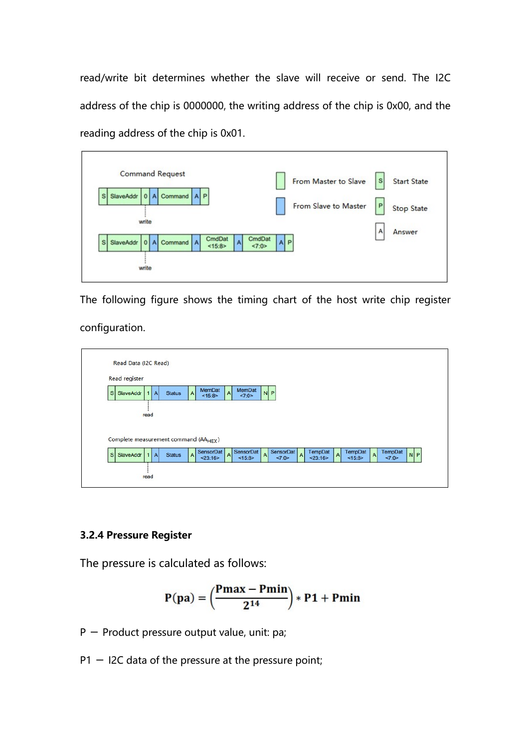read/write bit determines whether the slave will receive or send. The I2C address of the chip is 0000000, the writing address of the chip is 0x00, and the reading address of the chip is 0x01.

Command Request

| S | SlaveAddr | 0 | A | Command | A | P |
|---|---|---|---|---|---|---|

write

| S | SlaveAddr | 0 | A | Command | A | CmdDat <15:8> | A | CmdDat <7:0> | A | P |
|---|---|---|---|---|---|---|---|---|---|---|

write

- From Master to Slave
- From Slave to Master
- S: Start State
- P: Stop State
- A: Answer

The following figure shows the timing chart of the host write chip register configuration.

Read Data (I2C Read)

Read register

| S | SlaveAddr | 1 | A | Status | A | MemDat <15:8> | A | MemDat <7:0> | N | P |
|---|---|---|---|---|---|---|---|---|---|---|

read

Complete measurement command ($AA_{HEX}$)

| S | SlaveAddr | 1 | A | Status | A | SensorDat <23:16> | A | SensorDat <15:8> | A | SensorDat <7:0> | A | TempDat <23:16> | A | TempDat <15:8> | A | TempDat <7:0> | N | P |
|---|---|---|---|---|---|---|---|---|---|---|---|---|---|---|---|---|---|---|

read

### 3.2.4 Pressure Register

The pressure is calculated as follows:

$$P(pa) = \left(\frac{Pmax - Pmin}{2^{14}}\right) * P1 + Pmin$$

P — Product pressure output value, unit: pa;

P1 — I2C data of the pressure at the pressure point;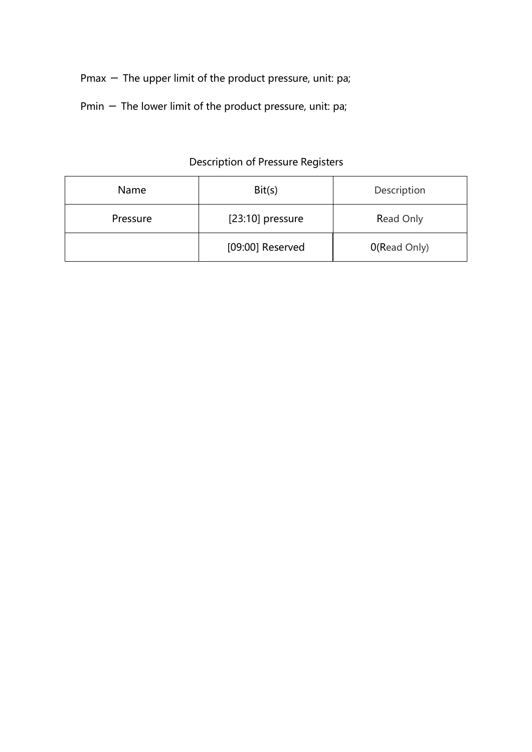Pmax — The upper limit of the product pressure, unit: pa;

Pmin — The lower limit of the product pressure, unit: pa;

Description of Pressure Registers

| Name | Bit(s) | Description |
| --- | --- | --- |
| Pressure | [23:10] pressure | Read Only |
| | [09:00] Reserved | 0(Read Only) |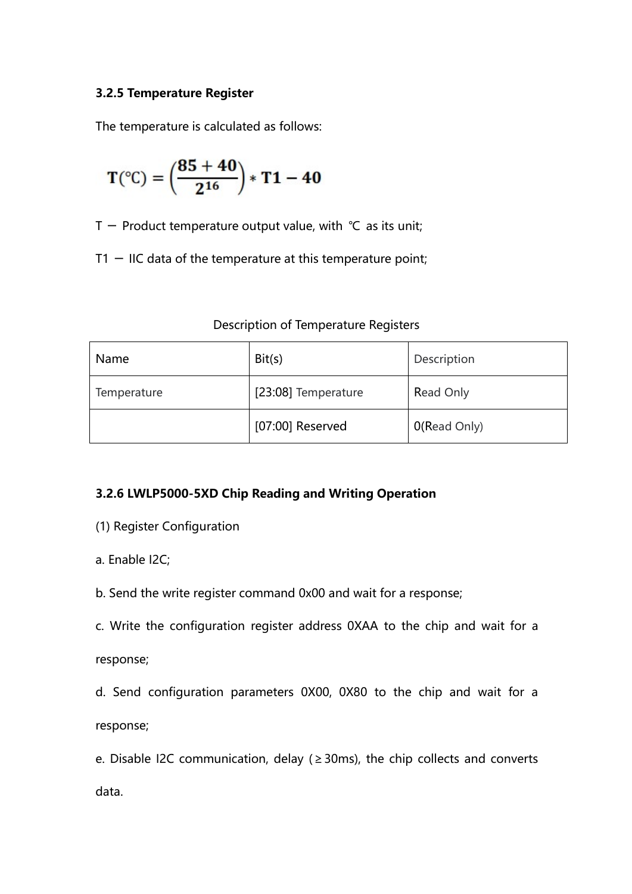### 3.2.5 Temperature Register

The temperature is calculated as follows:

$$\mathbf{T(°C)} = \left(\frac{\mathbf{85+40}}{\mathbf{2^{16}}}\right) * \mathbf{T1} - \mathbf{40}$$

T — Product temperature output value, with ℃ as its unit;

T1 — IIC data of the temperature at this temperature point;

Description of Temperature Registers

| Name | Bit(s) | Description |
|---|---|---|
| Temperature | [23:08] Temperature | Read Only |
| | [07:00] Reserved | 0(Read Only) |

### 3.2.6 LWLP5000-5XD Chip Reading and Writing Operation

(1) Register Configuration

a. Enable I2C;

b. Send the write register command 0x00 and wait for a response;

c. Write the configuration register address 0XAA to the chip and wait for a response;

d. Send configuration parameters 0X00, 0X80 to the chip and wait for a response;

e. Disable I2C communication, delay (≥30ms), the chip collects and converts data.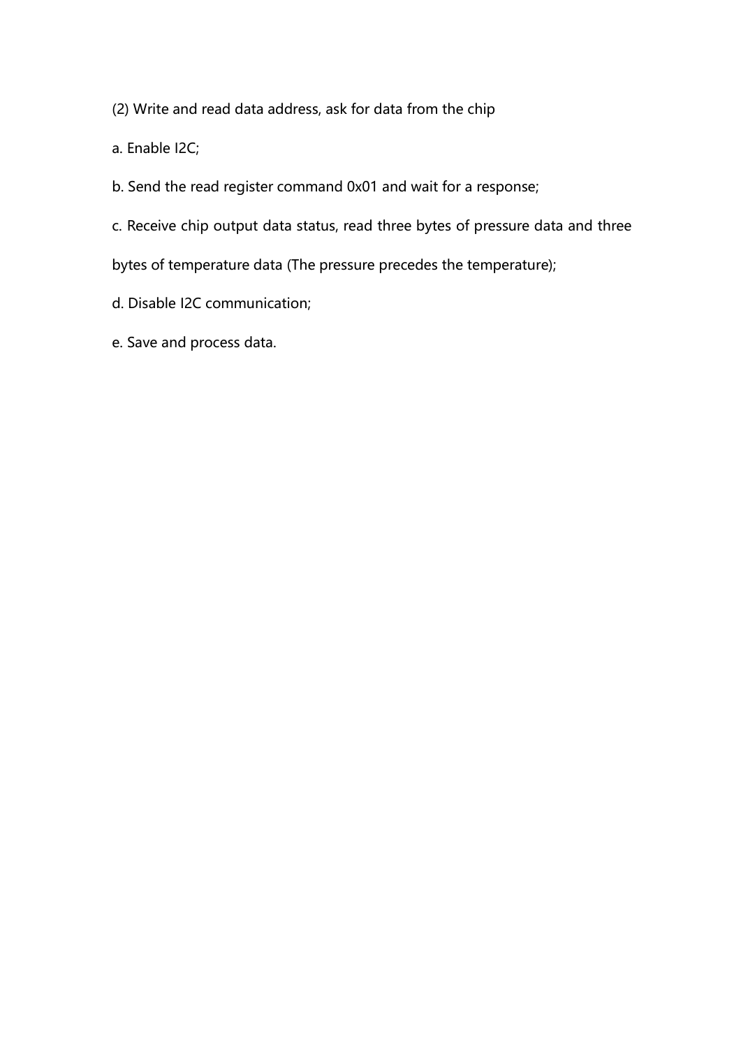(2) Write and read data address, ask for data from the chip

a. Enable I2C;

b. Send the read register command 0x01 and wait for a response;

c. Receive chip output data status, read three bytes of pressure data and three bytes of temperature data (The pressure precedes the temperature);

d. Disable I2C communication;

e. Save and process data.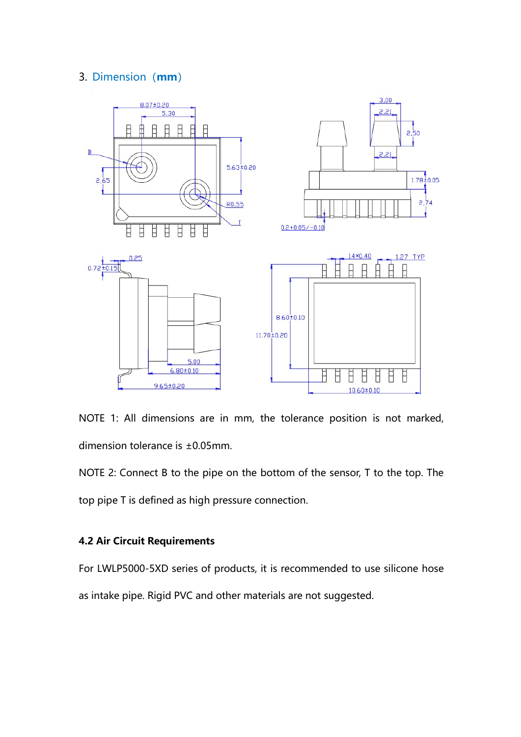## 3. Dimension（**mm**）

8.07±0.20
5.30
B
2.65
5.63±0.20
R0.55
T
3.00
2.21
2.50
2.21
1.78±0.05
2.74
0.2+0.05/-0.10
0.25
0.72±0.15
5.00
6.80±0.10
9.65±0.20
14×0.40
1.27 TYP
8.60±0.10
11.70±0.20
10.60±0.10

NOTE 1: All dimensions are in mm, the tolerance position is not marked, dimension tolerance is ±0.05mm.

NOTE 2: Connect B to the pipe on the bottom of the sensor, T to the top. The top pipe T is defined as high pressure connection.

### 4.2 Air Circuit Requirements

For LWLP5000-5XD series of products, it is recommended to use silicone hose as intake pipe. Rigid PVC and other materials are not suggested.